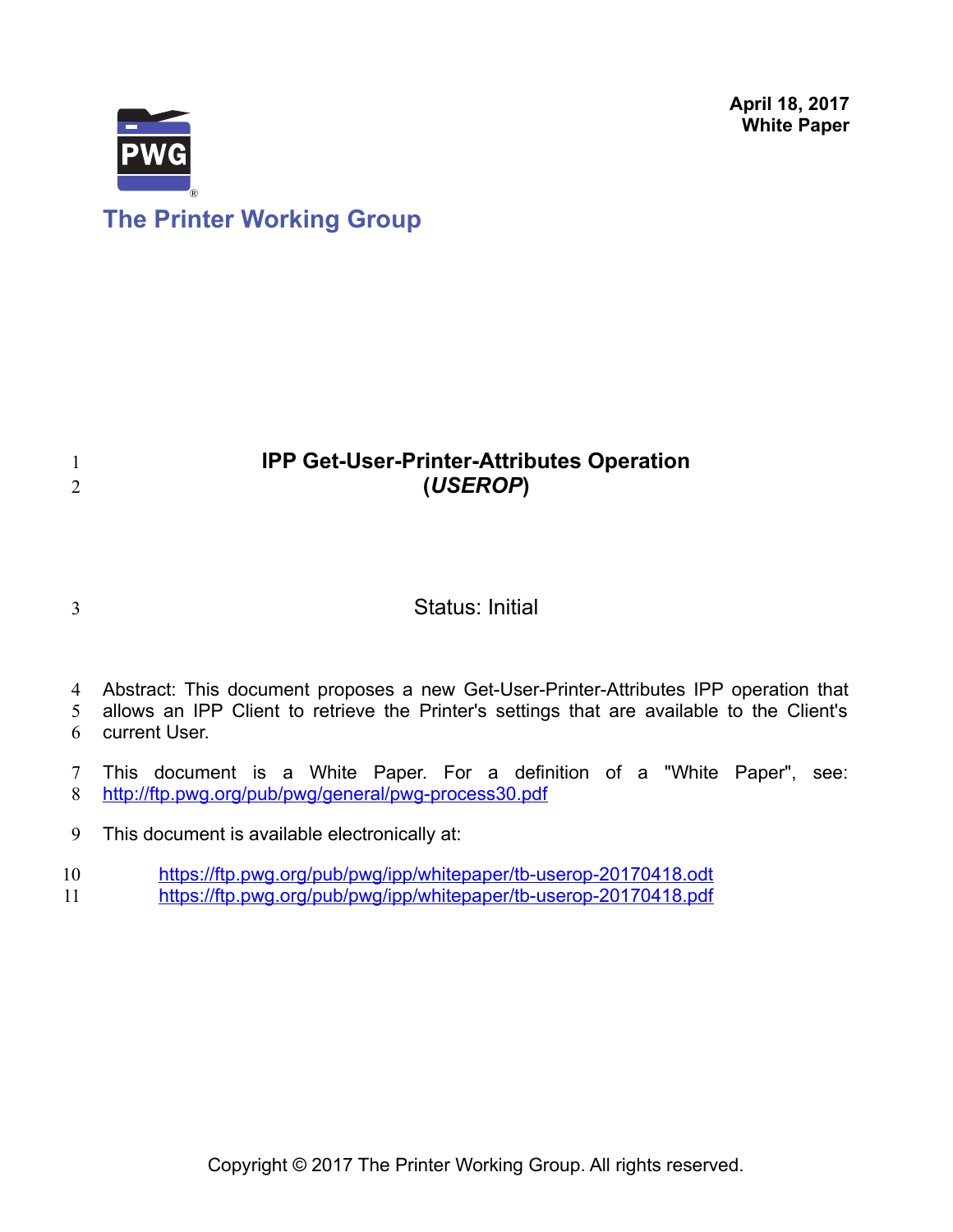April 18, 2017
**White Paper**

The Printer Working Group

# IPP Get-User-Printer-Attributes Operation (*USEROP*)

Status: Initial

Abstract: This document proposes a new Get-User-Printer-Attributes IPP operation that allows an IPP Client to retrieve the Printer's settings that are available to the Client's current User.

This document is a White Paper. For a definition of a "White Paper", see: http://ftp.pwg.org/pub/pwg/general/pwg-process30.pdf

This document is available electronically at:

https://ftp.pwg.org/pub/pwg/ipp/whitepaper/tb-userop-20170418.odt
https://ftp.pwg.org/pub/pwg/ipp/whitepaper/tb-userop-20170418.pdf

Copyright © 2017 The Printer Working Group. All rights reserved.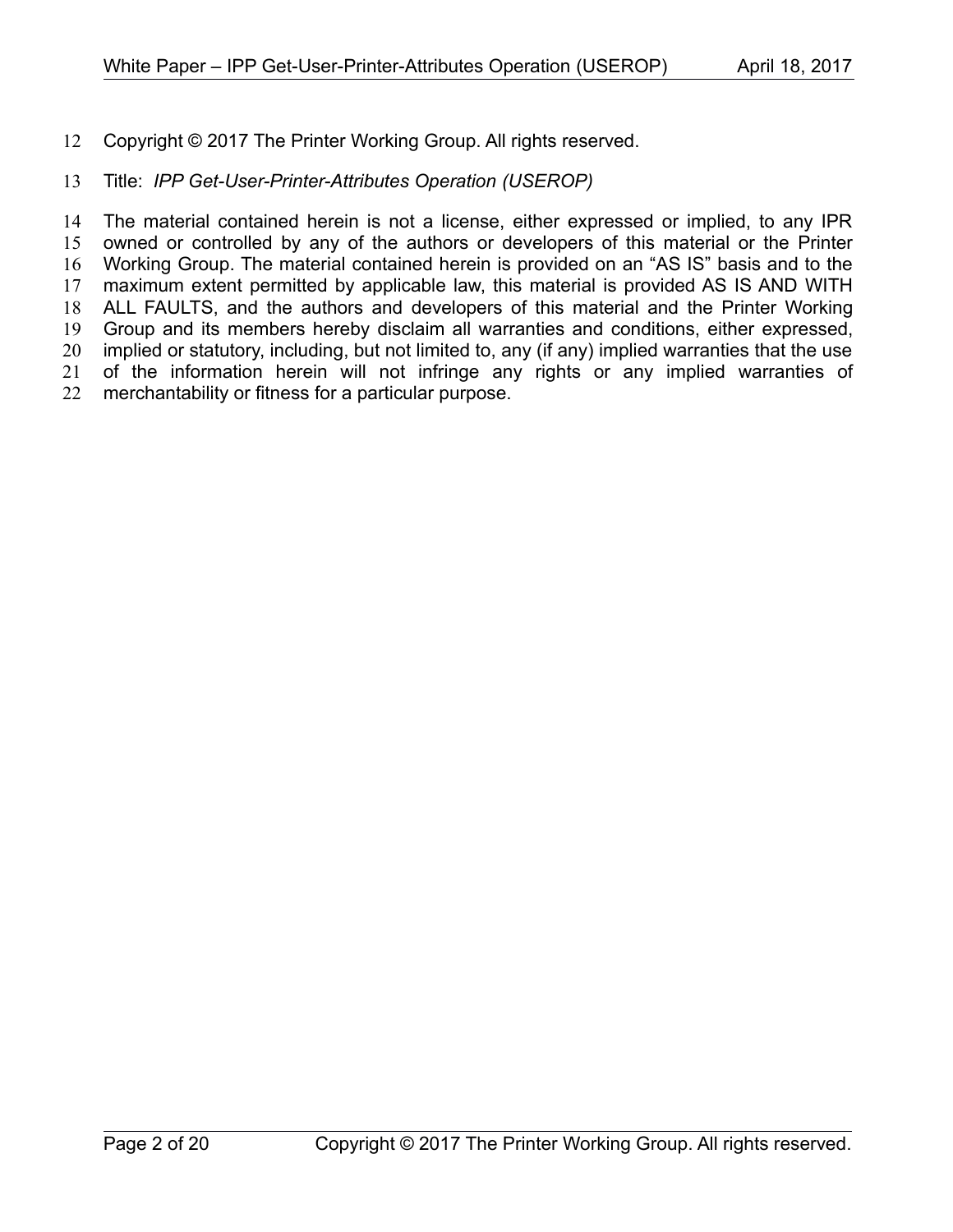Copyright © 2017 The Printer Working Group. All rights reserved.

Title: *IPP Get-User-Printer-Attributes Operation (USEROP)*

The material contained herein is not a license, either expressed or implied, to any IPR owned or controlled by any of the authors or developers of this material or the Printer Working Group. The material contained herein is provided on an “AS IS” basis and to the maximum extent permitted by applicable law, this material is provided AS IS AND WITH ALL FAULTS, and the authors and developers of this material and the Printer Working Group and its members hereby disclaim all warranties and conditions, either expressed, implied or statutory, including, but not limited to, any (if any) implied warranties that the use of the information herein will not infringe any rights or any implied warranties of merchantability or fitness for a particular purpose.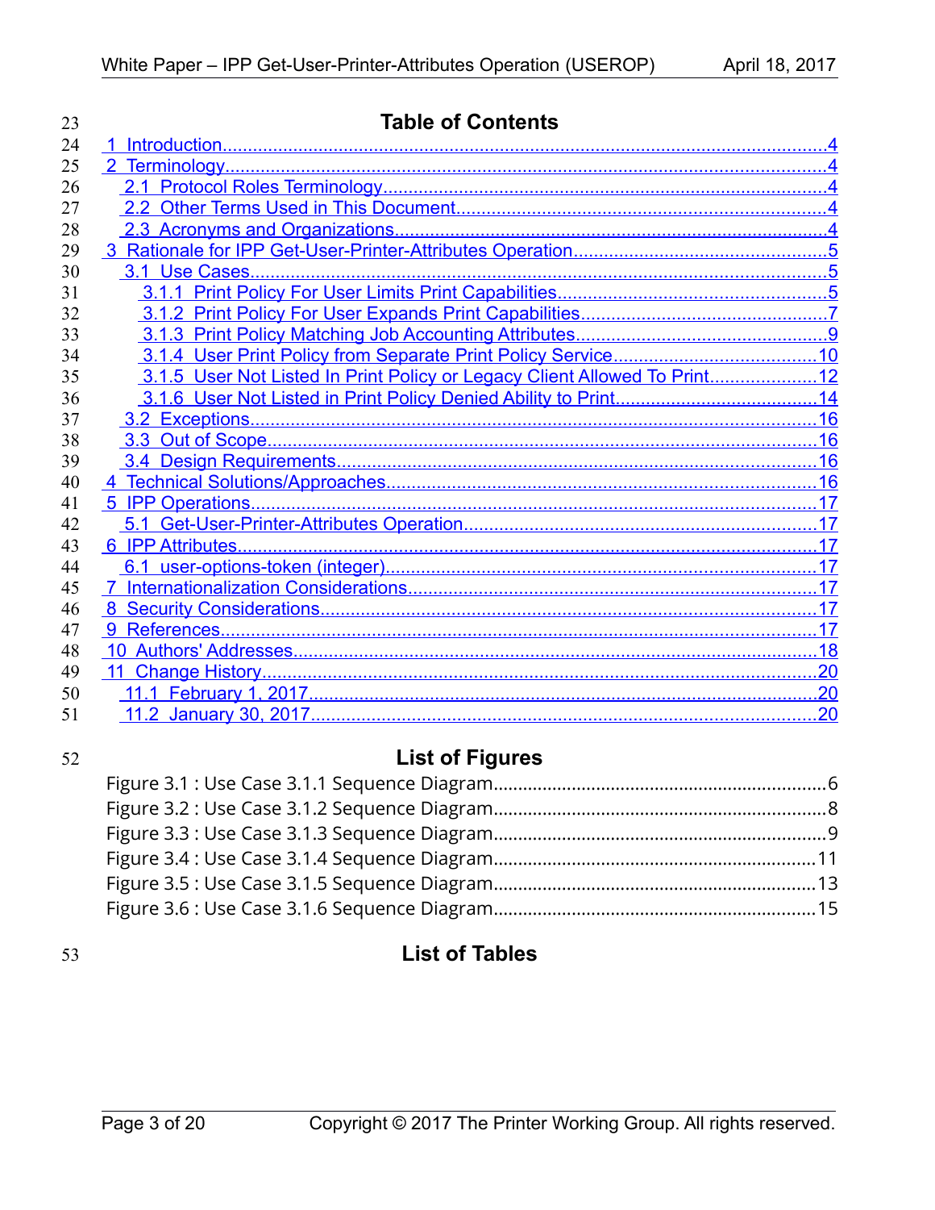## Table of Contents

1 Introduction....4
2 Terminology....4
  2.1 Protocol Roles Terminology....4
  2.2 Other Terms Used in This Document....4
  2.3 Acronyms and Organizations....4
3 Rationale for IPP Get-User-Printer-Attributes Operation....5
  3.1 Use Cases....5
    3.1.1 Print Policy For User Limits Print Capabilities....5
    3.1.2 Print Policy For User Expands Print Capabilities....7
    3.1.3 Print Policy Matching Job Accounting Attributes....9
    3.1.4 User Print Policy from Separate Print Policy Service....10
    3.1.5 User Not Listed In Print Policy or Legacy Client Allowed To Print....12
    3.1.6 User Not Listed in Print Policy Denied Ability to Print....14
  3.2 Exceptions....16
  3.3 Out of Scope....16
  3.4 Design Requirements....16
4 Technical Solutions/Approaches....16
5 IPP Operations....17
  5.1 Get-User-Printer-Attributes Operation....17
6 IPP Attributes....17
  6.1 user-options-token (integer)....17
7 Internationalization Considerations....17
8 Security Considerations....17
9 References....17
10 Authors' Addresses....18
11 Change History....20
  11.1 February 1, 2017....20
  11.2 January 30, 2017....20

## List of Figures

Figure 3.1 : Use Case 3.1.1 Sequence Diagram....6
Figure 3.2 : Use Case 3.1.2 Sequence Diagram....8
Figure 3.3 : Use Case 3.1.3 Sequence Diagram....9
Figure 3.4 : Use Case 3.1.4 Sequence Diagram....11
Figure 3.5 : Use Case 3.1.5 Sequence Diagram....13
Figure 3.6 : Use Case 3.1.6 Sequence Diagram....15

## List of Tables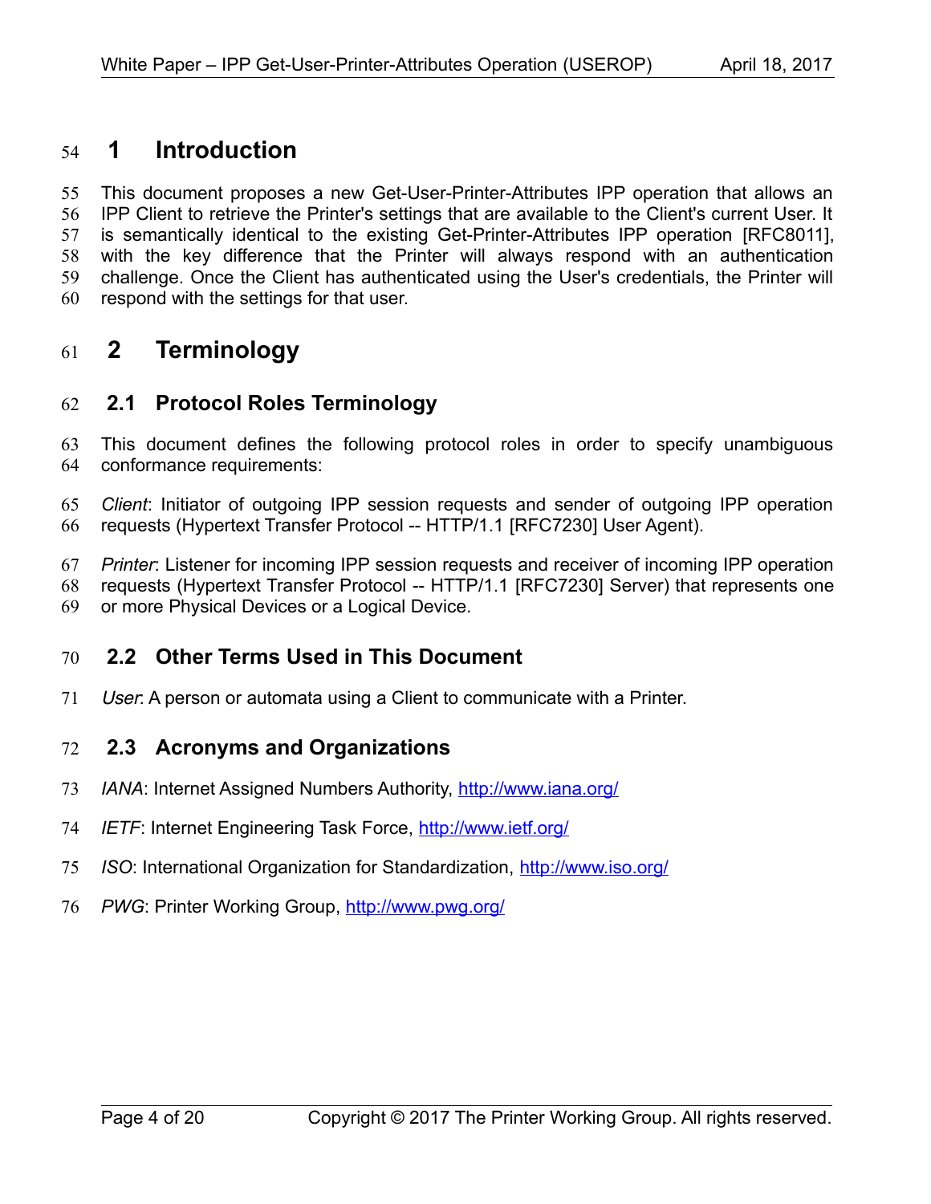# 1 Introduction

This document proposes a new Get-User-Printer-Attributes IPP operation that allows an IPP Client to retrieve the Printer's settings that are available to the Client's current User. It is semantically identical to the existing Get-Printer-Attributes IPP operation [RFC8011], with the key difference that the Printer will always respond with an authentication challenge. Once the Client has authenticated using the User's credentials, the Printer will respond with the settings for that user.

# 2 Terminology

## 2.1 Protocol Roles Terminology

This document defines the following protocol roles in order to specify unambiguous conformance requirements:

*Client*: Initiator of outgoing IPP session requests and sender of outgoing IPP operation requests (Hypertext Transfer Protocol -- HTTP/1.1 [RFC7230] User Agent).

*Printer*: Listener for incoming IPP session requests and receiver of incoming IPP operation requests (Hypertext Transfer Protocol -- HTTP/1.1 [RFC7230] Server) that represents one or more Physical Devices or a Logical Device.

## 2.2 Other Terms Used in This Document

*User*: A person or automata using a Client to communicate with a Printer.

## 2.3 Acronyms and Organizations

*IANA*: Internet Assigned Numbers Authority, http://www.iana.org/

*IETF*: Internet Engineering Task Force, http://www.ietf.org/

*ISO*: International Organization for Standardization, http://www.iso.org/

*PWG*: Printer Working Group, http://www.pwg.org/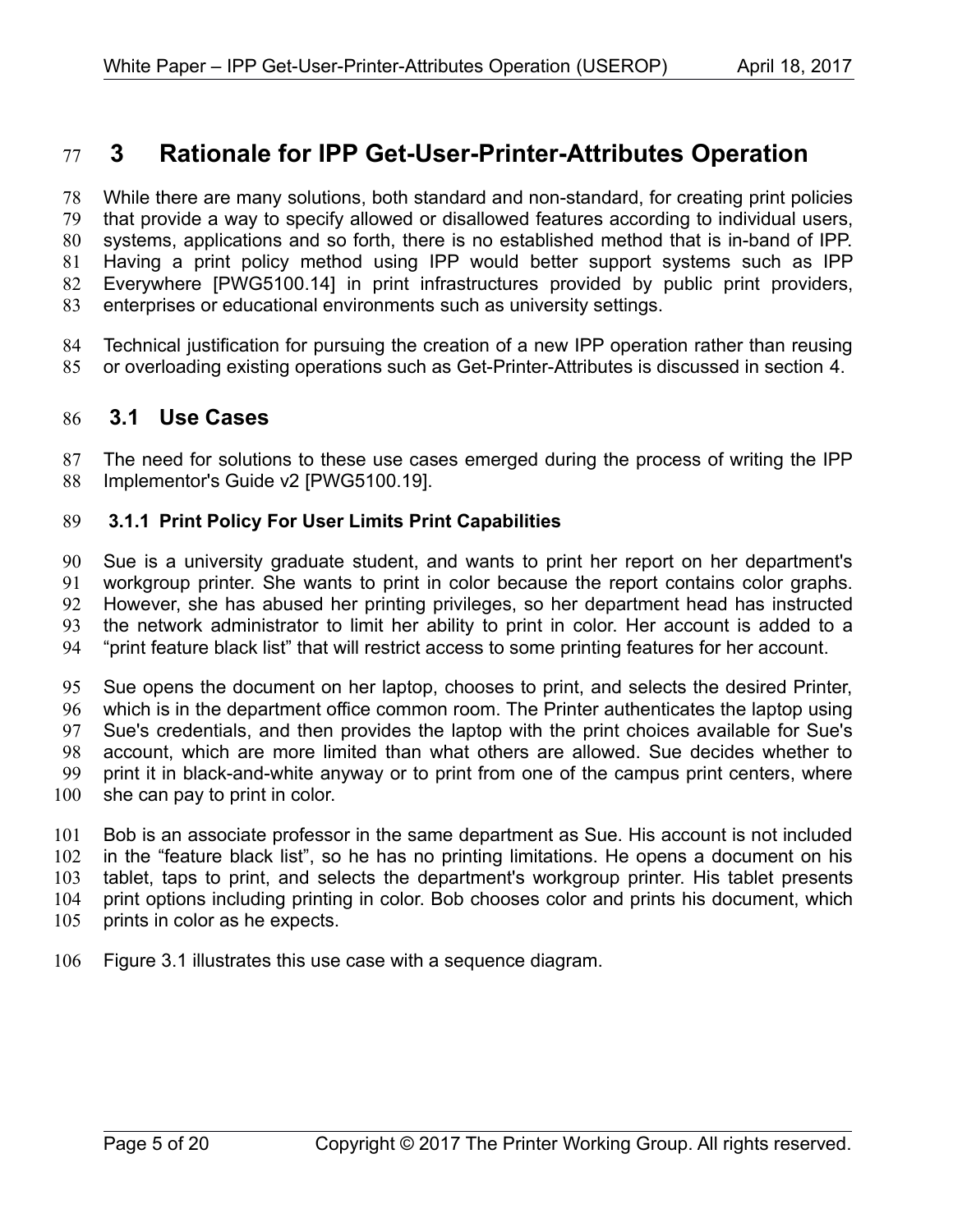# 3 Rationale for IPP Get-User-Printer-Attributes Operation

While there are many solutions, both standard and non-standard, for creating print policies that provide a way to specify allowed or disallowed features according to individual users, systems, applications and so forth, there is no established method that is in-band of IPP. Having a print policy method using IPP would better support systems such as IPP Everywhere [PWG5100.14] in print infrastructures provided by public print providers, enterprises or educational environments such as university settings.

Technical justification for pursuing the creation of a new IPP operation rather than reusing or overloading existing operations such as Get-Printer-Attributes is discussed in section 4.

## 3.1 Use Cases

The need for solutions to these use cases emerged during the process of writing the IPP Implementor's Guide v2 [PWG5100.19].

### 3.1.1 Print Policy For User Limits Print Capabilities

Sue is a university graduate student, and wants to print her report on her department's workgroup printer. She wants to print in color because the report contains color graphs. However, she has abused her printing privileges, so her department head has instructed the network administrator to limit her ability to print in color. Her account is added to a "print feature black list" that will restrict access to some printing features for her account.

Sue opens the document on her laptop, chooses to print, and selects the desired Printer, which is in the department office common room. The Printer authenticates the laptop using Sue's credentials, and then provides the laptop with the print choices available for Sue's account, which are more limited than what others are allowed. Sue decides whether to print it in black-and-white anyway or to print from one of the campus print centers, where she can pay to print in color.

Bob is an associate professor in the same department as Sue. His account is not included in the "feature black list", so he has no printing limitations. He opens a document on his tablet, taps to print, and selects the department's workgroup printer. His tablet presents print options including printing in color. Bob chooses color and prints his document, which prints in color as he expects.

Figure 3.1 illustrates this use case with a sequence diagram.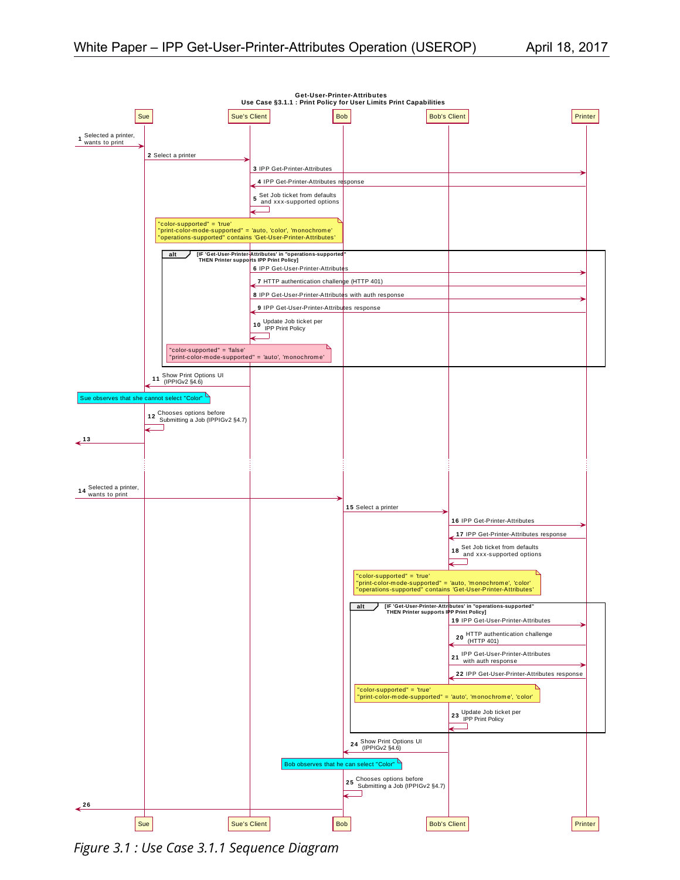**Get-User-Printer-Attributes**
**Use Case §3.1.1 : Print Policy for User Limits Print Capabilities**

Participants: Sue, Sue's Client, Bob, Bob's Client, Printer

1. Selected a printer, wants to print (→ Sue)
2. Select a printer (Sue → Sue's Client)
3. IPP Get-Printer-Attributes (Sue's Client → Printer)
4. IPP Get-Printer-Attributes response (Printer → Sue's Client)
5. Set Job ticket from defaults and xxx-supported options (Sue's Client → Sue's Client)

Note: "color-supported" = 'true'
"print-color-mode-supported" = 'auto, 'color', 'monochrome'
"operations-supported" contains 'Get-User-Printer-Attributes'

**alt** [IF 'Get-User-Printer-Attributes' in "operations-supported" THEN Printer supports IPP Print Policy]

6. IPP Get-User-Printer-Attributes (Sue's Client → Printer)
7. HTTP authentication challenge (HTTP 401) (Printer → Sue's Client)
8. IPP Get-User-Printer-Attributes with auth response (Sue's Client → Printer)
9. IPP Get-User-Printer-Attributes response (Printer → Sue's Client)
10. Update Job ticket per IPP Print Policy (Sue's Client → Sue's Client)

Note: "color-supported" = 'false'
"print-color-mode-supported" = 'auto', 'monochrome'

11. Show Print Options UI (IPPIGv2 §4.6) (Sue's Client → Sue)

Note: Sue observes that she cannot select "Color"

12. Chooses options before Submitting a Job (IPPIGv2 §4.7) (Sue → Sue)
13. (Sue →)

14. Selected a printer, wants to print (→ Bob)
15. Select a printer (Bob → Bob's Client)
16. IPP Get-Printer-Attributes (Bob's Client → Printer)
17. IPP Get-Printer-Attributes response (Printer → Bob's Client)
18. Set Job ticket from defaults and xxx-supported options (Bob's Client → Bob's Client)

Note: "color-supported" = 'true'
"print-color-mode-supported" = 'auto, 'monochrome', 'color'
"operations-supported" contains 'Get-User-Printer-Attributes'

**alt** [IF 'Get-User-Printer-Attributes' in "operations-supported" THEN Printer supports IPP Print Policy]

19. IPP Get-User-Printer-Attributes (Bob's Client → Printer)
20. HTTP authentication challenge (HTTP 401) (Printer → Bob's Client)
21. IPP Get-User-Printer-Attributes with auth response (Bob's Client → Printer)
22. IPP Get-User-Printer-Attributes response (Printer → Bob's Client)

Note: "color-supported" = 'true'
"print-color-mode-supported" = 'auto', 'monochrome', 'color'

23. Update Job ticket per IPP Print Policy (Bob's Client → Bob's Client)
24. Show Print Options UI (IPPIGv2 §4.6) (Bob's Client → Bob)

Note: Bob observes that he can select "Color"

25. Chooses options before Submitting a Job (IPPIGv2 §4.7) (Bob → Bob)
26. (Bob →)

*Figure 3.1 : Use Case 3.1.1 Sequence Diagram*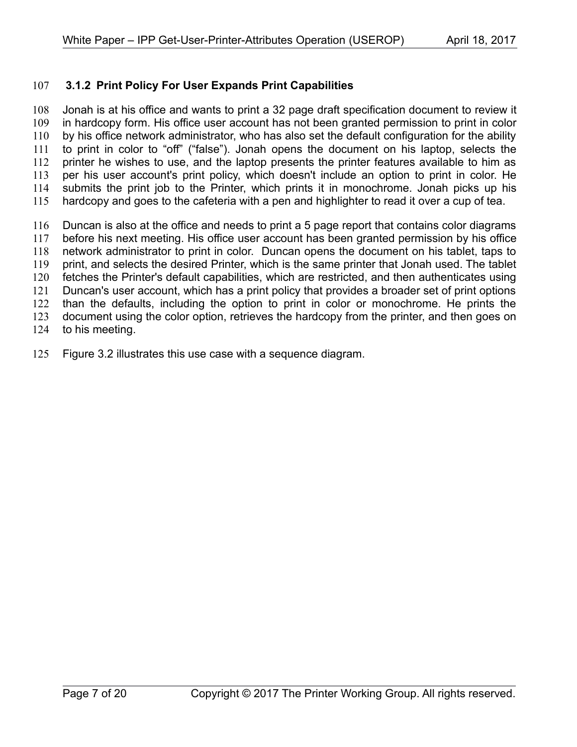### 3.1.2 Print Policy For User Expands Print Capabilities

Jonah is at his office and wants to print a 32 page draft specification document to review it in hardcopy form. His office user account has not been granted permission to print in color by his office network administrator, who has also set the default configuration for the ability to print in color to “off” (“false”). Jonah opens the document on his laptop, selects the printer he wishes to use, and the laptop presents the printer features available to him as per his user account's print policy, which doesn't include an option to print in color. He submits the print job to the Printer, which prints it in monochrome. Jonah picks up his hardcopy and goes to the cafeteria with a pen and highlighter to read it over a cup of tea.

Duncan is also at the office and needs to print a 5 page report that contains color diagrams before his next meeting. His office user account has been granted permission by his office network administrator to print in color. Duncan opens the document on his tablet, taps to print, and selects the desired Printer, which is the same printer that Jonah used. The tablet fetches the Printer's default capabilities, which are restricted, and then authenticates using Duncan's user account, which has a print policy that provides a broader set of print options than the defaults, including the option to print in color or monochrome. He prints the document using the color option, retrieves the hardcopy from the printer, and then goes on to his meeting.

Figure 3.2 illustrates this use case with a sequence diagram.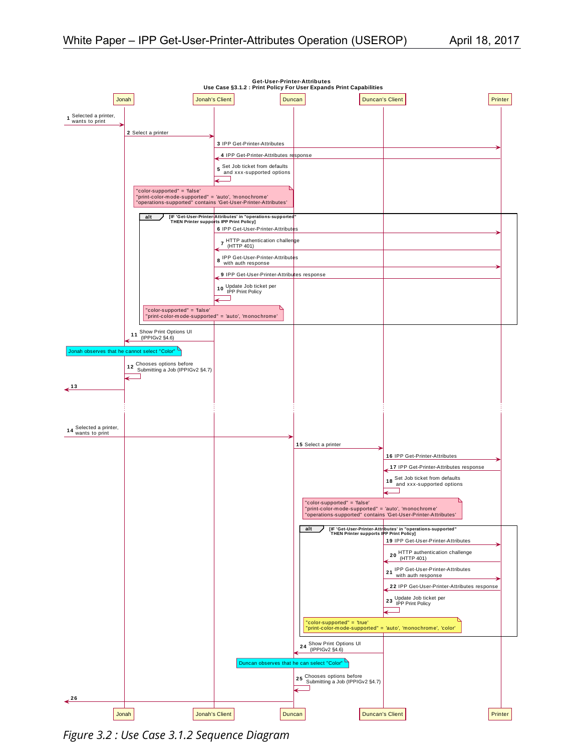**Get-User-Printer-Attributes**
**Use Case §3.1.2 : Print Policy For User Expands Print Capabilities**

Participants: Jonah | Jonah's Client | Duncan | Duncan's Client | Printer

1. Selected a printer, wants to print
2. Select a printer
3. IPP Get-Printer-Attributes
4. IPP Get-Printer-Attributes response
5. Set Job ticket from defaults and xxx-supported options

> "color-supported" = 'false'
> "print-color-mode-supported" = 'auto', 'monochrome'
> "operations-supported" contains 'Get-User-Printer-Attributes'

**alt** [IF 'Get-User-Printer-Attributes' in "operations-supported" THEN Printer supports IPP Print Policy]

6. IPP Get-User-Printer-Attributes
7. HTTP authentication challenge (HTTP 401)
8. IPP Get-User-Printer-Attributes with auth response
9. IPP Get-User-Printer-Attributes response
10. Update Job ticket per IPP Print Policy

> "color-supported" = 'false'
> "print-color-mode-supported" = 'auto', 'monochrome'

11. Show Print Options UI (IPPIGv2 §4.6)

> Jonah observes that he cannot select "Color"

12. Chooses options before Submitting a Job (IPPIGv2 §4.7)
13. 

14. Selected a printer, wants to print
15. Select a printer
16. IPP Get-Printer-Attributes
17. IPP Get-Printer-Attributes response
18. Set Job ticket from defaults and xxx-supported options

> "color-supported" = 'false'
> "print-color-mode-supported" = 'auto', 'monochrome'
> "operations-supported" contains 'Get-User-Printer-Attributes'

**alt** [IF 'Get-User-Printer-Attributes' in "operations-supported" THEN Printer supports IPP Print Policy]

19. IPP Get-User-Printer-Attributes
20. HTTP authentication challenge (HTTP 401)
21. IPP Get-User-Printer-Attributes with auth response
22. IPP Get-User-Printer-Attributes response
23. Update Job ticket per IPP Print Policy

> "color-supported" = 'true'
> "print-color-mode-supported" = 'auto', 'monochrome', 'color'

24. Show Print Options UI (IPPIGv2 §4.6)

> Duncan observes that he can select "Color"

25. Chooses options before Submitting a Job (IPPIGv2 §4.7)
26. 

*Figure 3.2 : Use Case 3.1.2 Sequence Diagram*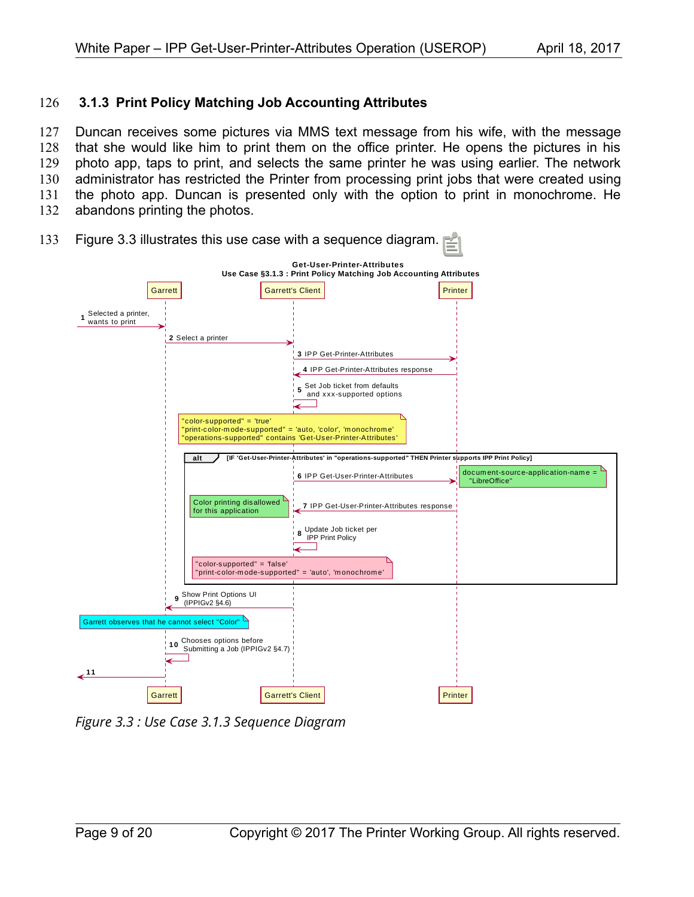### 3.1.3 Print Policy Matching Job Accounting Attributes

Duncan receives some pictures via MMS text message from his wife, with the message that she would like him to print them on the office printer. He opens the pictures in his photo app, taps to print, and selects the same printer he was using earlier. The network administrator has restricted the Printer from processing print jobs that were created using the photo app. Duncan is presented only with the option to print in monochrome. He abandons printing the photos.

Figure 3.3 illustrates this use case with a sequence diagram.

*Figure 3.3 : Use Case 3.1.3 Sequence Diagram*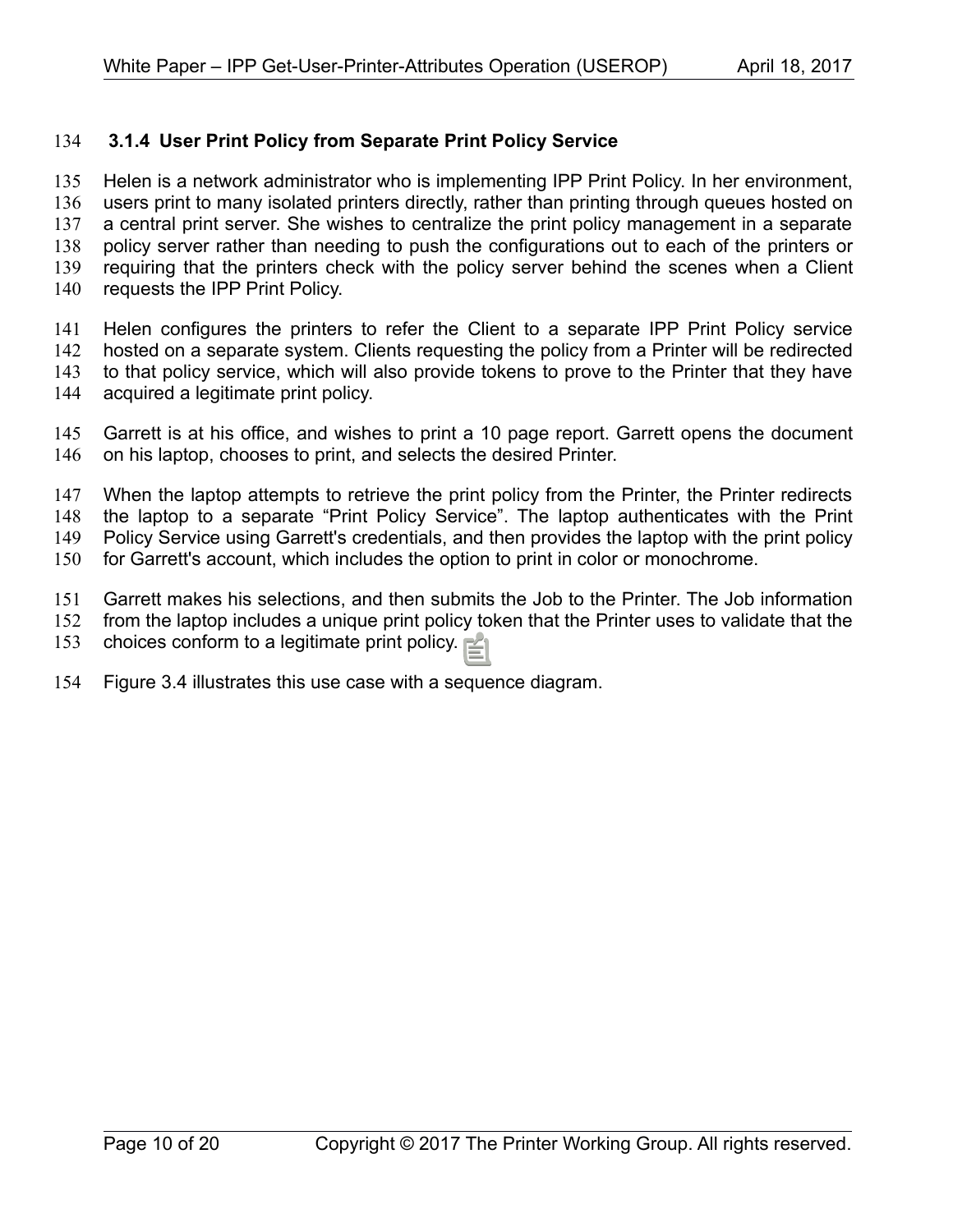### 3.1.4 User Print Policy from Separate Print Policy Service

Helen is a network administrator who is implementing IPP Print Policy. In her environment, users print to many isolated printers directly, rather than printing through queues hosted on a central print server. She wishes to centralize the print policy management in a separate policy server rather than needing to push the configurations out to each of the printers or requiring that the printers check with the policy server behind the scenes when a Client requests the IPP Print Policy.

Helen configures the printers to refer the Client to a separate IPP Print Policy service hosted on a separate system. Clients requesting the policy from a Printer will be redirected to that policy service, which will also provide tokens to prove to the Printer that they have acquired a legitimate print policy.

Garrett is at his office, and wishes to print a 10 page report. Garrett opens the document on his laptop, chooses to print, and selects the desired Printer.

When the laptop attempts to retrieve the print policy from the Printer, the Printer redirects the laptop to a separate "Print Policy Service". The laptop authenticates with the Print Policy Service using Garrett's credentials, and then provides the laptop with the print policy for Garrett's account, which includes the option to print in color or monochrome.

Garrett makes his selections, and then submits the Job to the Printer. The Job information from the laptop includes a unique print policy token that the Printer uses to validate that the choices conform to a legitimate print policy.

Figure 3.4 illustrates this use case with a sequence diagram.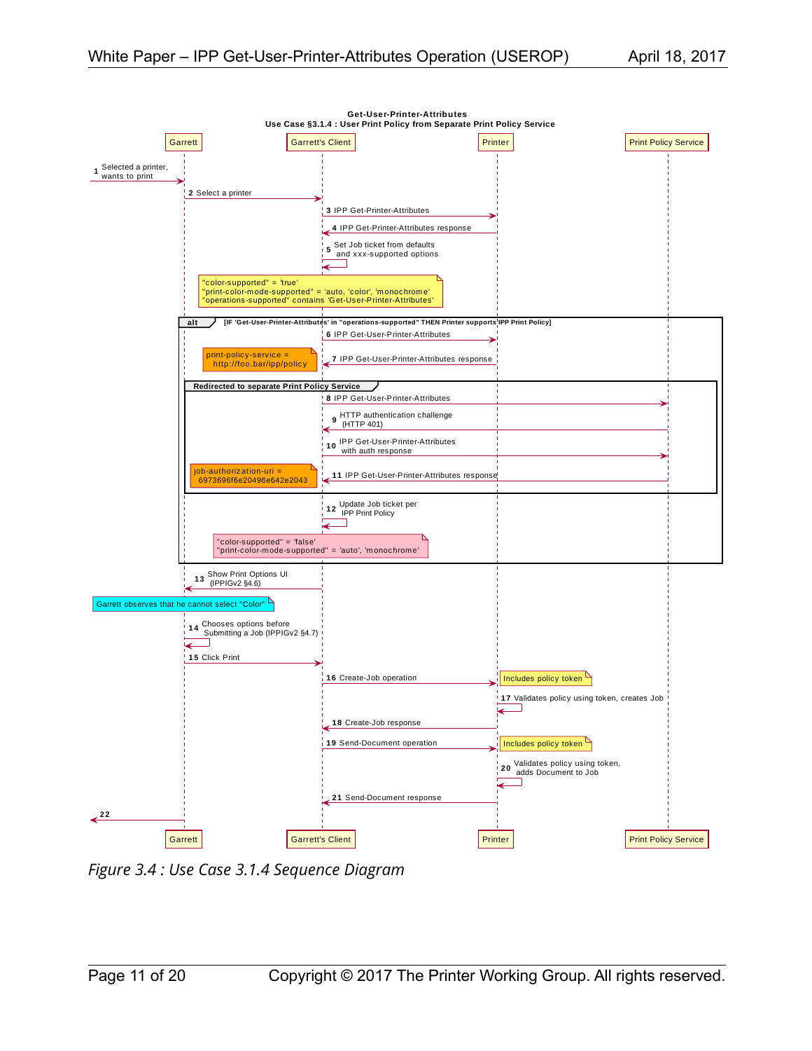**Get-User-Printer-Attributes**
**Use Case §3.1.4 : User Print Policy from Separate Print Policy Service**

Participants: Garrett, Garrett's Client, Printer, Print Policy Service

1. Selected a printer, wants to print
2. Select a printer
3. IPP Get-Printer-Attributes
4. IPP Get-Printer-Attributes response
5. Set Job ticket from defaults and xxx-supported options

> "color-supported" = 'true'
> "print-color-mode-supported" = 'auto, 'color', 'monochrome'
> "operations-supported" contains 'Get-User-Printer-Attributes'

**alt** [IF 'Get-User-Printer-Attributes' in "operations-supported" THEN Printer supports IPP Print Policy]

6. IPP Get-User-Printer-Attributes
7. IPP Get-User-Printer-Attributes response

> print-policy-service = http://foo.bar/ipp/policy

**Redirected to separate Print Policy Service**

8. IPP Get-User-Printer-Attributes
9. HTTP authentication challenge (HTTP 401)
10. IPP Get-User-Printer-Attributes with auth response
11. IPP Get-User-Printer-Attributes response

> job-authorization-uri = 6973696f6e20496e642e2043

12. Update Job ticket per IPP Print Policy

> "color-supported" = 'false'
> "print-color-mode-supported" = 'auto', 'monochrome'

13. Show Print Options UI (IPPIGv2 §4.6)

> Garrett observes that he cannot select "Color"

14. Chooses options before Submitting a Job (IPPIGv2 §4.7)
15. Click Print
16. Create-Job operation — Includes policy token
17. Validates policy using token, creates Job
18. Create-Job response
19. Send-Document operation — Includes policy token
20. Validates policy using token, adds Document to Job
21. Send-Document response
22.

*Figure 3.4 : Use Case 3.1.4 Sequence Diagram*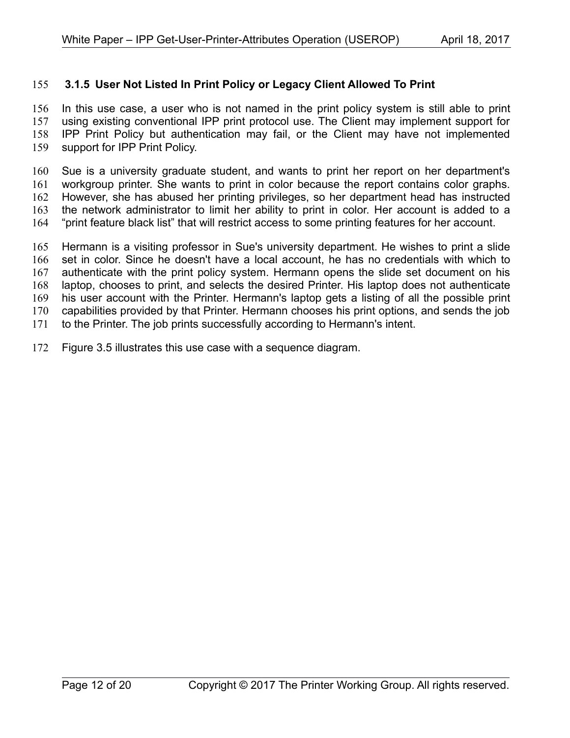### 3.1.5 User Not Listed In Print Policy or Legacy Client Allowed To Print

In this use case, a user who is not named in the print policy system is still able to print using existing conventional IPP print protocol use. The Client may implement support for IPP Print Policy but authentication may fail, or the Client may have not implemented support for IPP Print Policy.

Sue is a university graduate student, and wants to print her report on her department's workgroup printer. She wants to print in color because the report contains color graphs. However, she has abused her printing privileges, so her department head has instructed the network administrator to limit her ability to print in color. Her account is added to a "print feature black list" that will restrict access to some printing features for her account.

Hermann is a visiting professor in Sue's university department. He wishes to print a slide set in color. Since he doesn't have a local account, he has no credentials with which to authenticate with the print policy system. Hermann opens the slide set document on his laptop, chooses to print, and selects the desired Printer. His laptop does not authenticate his user account with the Printer. Hermann's laptop gets a listing of all the possible print capabilities provided by that Printer. Hermann chooses his print options, and sends the job to the Printer. The job prints successfully according to Hermann's intent.

Figure 3.5 illustrates this use case with a sequence diagram.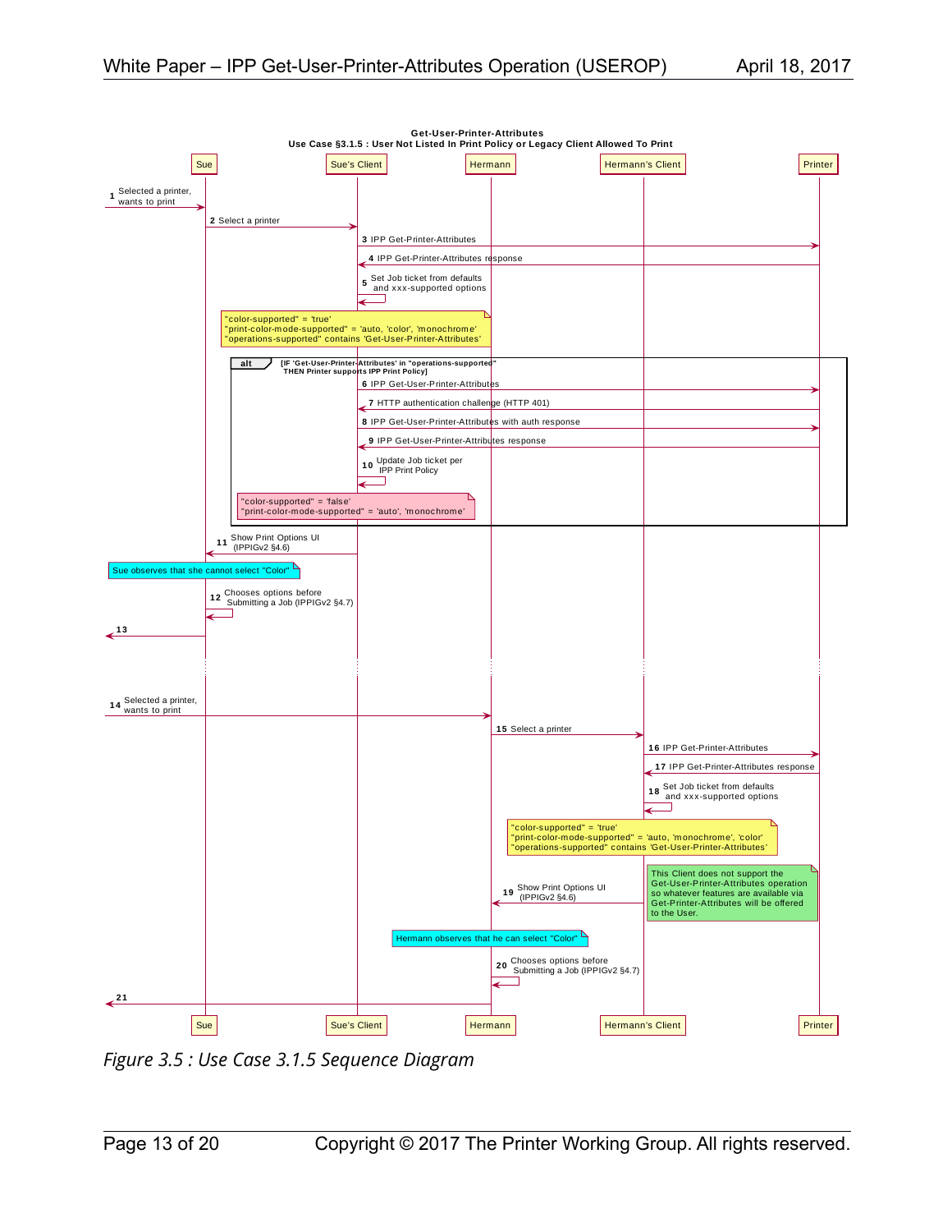**Get-User-Printer-Attributes**
**Use Case §3.1.5 : User Not Listed In Print Policy or Legacy Client Allowed To Print**

Participants: Sue, Sue's Client, Hermann, Hermann's Client, Printer

1. Selected a printer, wants to print
2. Select a printer
3. IPP Get-Printer-Attributes
4. IPP Get-Printer-Attributes response
5. Set Job ticket from defaults and xxx-supported options

Note: "color-supported" = 'true'
"print-color-mode-supported" = 'auto', 'color', 'monochrome'
"operations-supported" contains 'Get-User-Printer-Attributes'

**alt** [IF 'Get-User-Printer-Attributes' in "operations-supported" THEN Printer supports IPP Print Policy]

6. IPP Get-User-Printer-Attributes
7. HTTP authentication challenge (HTTP 401)
8. IPP Get-User-Printer-Attributes with auth response
9. IPP Get-User-Printer-Attributes response
10. Update Job ticket per IPP Print Policy

Note: "color-supported" = 'false'
"print-color-mode-supported" = 'auto', 'monochrome'

11. Show Print Options UI (IPPIGv2 §4.6)

Note: Sue observes that she cannot select "Color"

12. Chooses options before Submitting a Job (IPPIGv2 §4.7)
13. 

14. Selected a printer, wants to print
15. Select a printer
16. IPP Get-Printer-Attributes
17. IPP Get-Printer-Attributes response
18. Set Job ticket from defaults and xxx-supported options

Note: "color-supported" = 'true'
"print-color-mode-supported" = 'auto', 'monochrome', 'color'
"operations-supported" contains 'Get-User-Printer-Attributes'

Note: This Client does not support the Get-User-Printer-Attributes operation so whatever features are available via Get-Printer-Attributes will be offered to the User.

19. Show Print Options UI (IPPIGv2 §4.6)

Note: Hermann observes that he can select "Color"

20. Chooses options before Submitting a Job (IPPIGv2 §4.7)
21. 

*Figure 3.5 : Use Case 3.1.5 Sequence Diagram*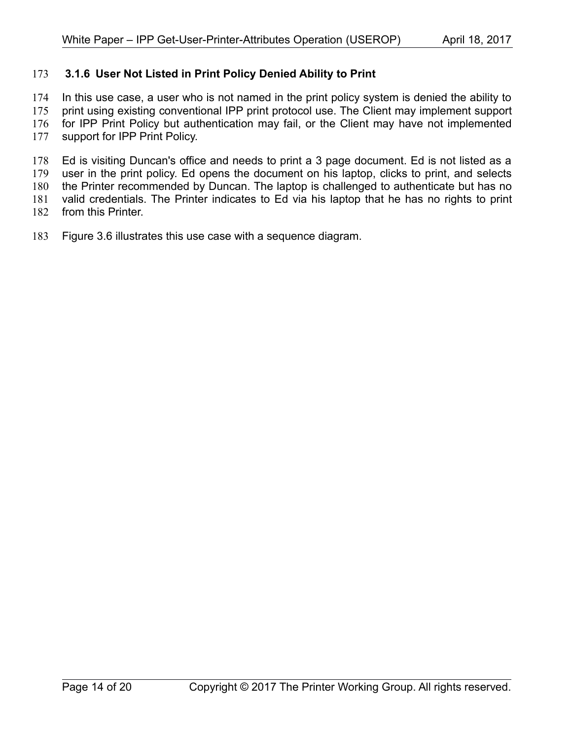### 3.1.6 User Not Listed in Print Policy Denied Ability to Print

In this use case, a user who is not named in the print policy system is denied the ability to print using existing conventional IPP print protocol use. The Client may implement support for IPP Print Policy but authentication may fail, or the Client may have not implemented support for IPP Print Policy.

Ed is visiting Duncan's office and needs to print a 3 page document. Ed is not listed as a user in the print policy. Ed opens the document on his laptop, clicks to print, and selects the Printer recommended by Duncan. The laptop is challenged to authenticate but has no valid credentials. The Printer indicates to Ed via his laptop that he has no rights to print from this Printer.

Figure 3.6 illustrates this use case with a sequence diagram.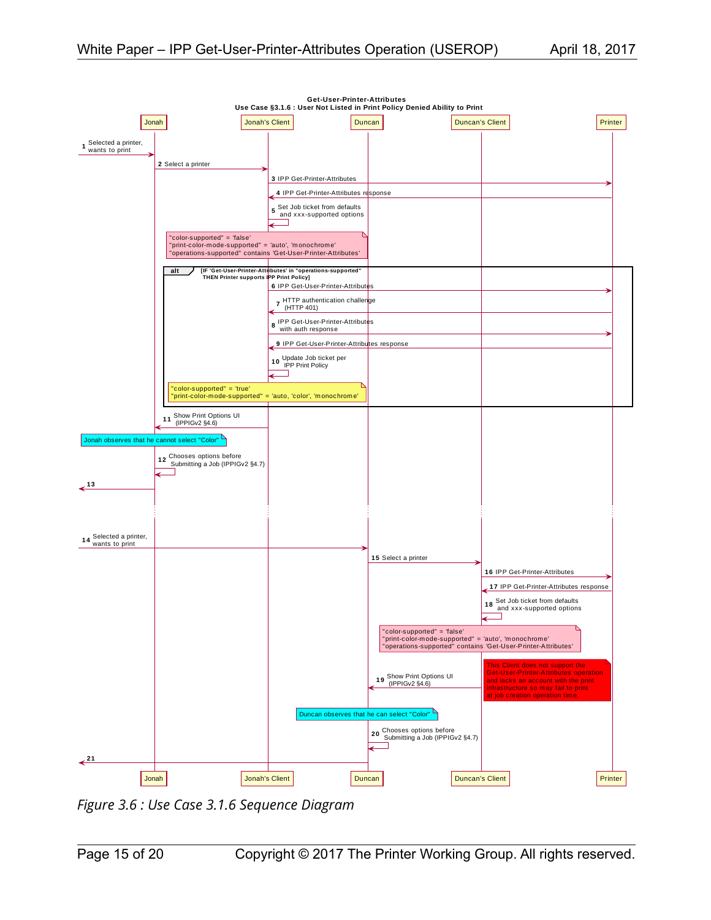**Get-User-Printer-Attributes**
**Use Case §3.1.6 : User Not Listed in Print Policy Denied Ability to Print**

Participants: Jonah | Jonah's Client | Duncan | Duncan's Client | Printer

1. → Jonah: Selected a printer, wants to print
2. Jonah → Jonah's Client: Select a printer
3. Jonah's Client → Printer: IPP Get-Printer-Attributes
4. Printer → Jonah's Client: IPP Get-Printer-Attributes response
5. Jonah's Client → Jonah's Client: Set Job ticket from defaults and xxx-supported options

Note: "color-supported" = 'false'
"print-color-mode-supported" = 'auto', 'monochrome'
"operations-supported" contains 'Get-User-Printer-Attributes'

**alt** [IF 'Get-User-Printer-Attributes' in "operations-supported" THEN Printer supports IPP Print Policy]

6. Jonah's Client → Printer: IPP Get-User-Printer-Attributes
7. Printer → Jonah's Client: HTTP authentication challenge (HTTP 401)
8. Jonah's Client → Printer: IPP Get-User-Printer-Attributes with auth response
9. Printer → Jonah's Client: IPP Get-User-Printer-Attributes response
10. Jonah's Client → Jonah's Client: Update Job ticket per IPP Print Policy

Note: "color-supported" = 'true'
"print-color-mode-supported" = 'auto, 'color', 'monochrome'

11. Jonah's Client → Jonah: Show Print Options UI (IPPIGv2 §4.6)

Note: Jonah observes that he cannot select "Color"

12. Jonah → Jonah: Chooses options before Submitting a Job (IPPIGv2 §4.7)
13. Jonah →

14. → Duncan: Selected a printer, wants to print
15. Duncan → Duncan's Client: Select a printer
16. Duncan's Client → Printer: IPP Get-Printer-Attributes
17. Printer → Duncan's Client: IPP Get-Printer-Attributes response
18. Duncan's Client → Duncan's Client: Set Job ticket from defaults and xxx-supported options

Note: "color-supported" = 'false'
"print-color-mode-supported" = 'auto', 'monochrome'
"operations-supported" contains 'Get-User-Printer-Attributes'

Note: This Client does not support the Get-User-Printer-Attributes operation and lacks an account with the print infrastructure so may fail to print at job creation operation time.

19. Duncan's Client → Duncan: Show Print Options UI (IPPIGv2 §4.6)

Note: Duncan observes that he can select "Color"

20. Duncan → Duncan: Chooses options before Submitting a Job (IPPIGv2 §4.7)
21. Duncan →

*Figure 3.6 : Use Case 3.1.6 Sequence Diagram*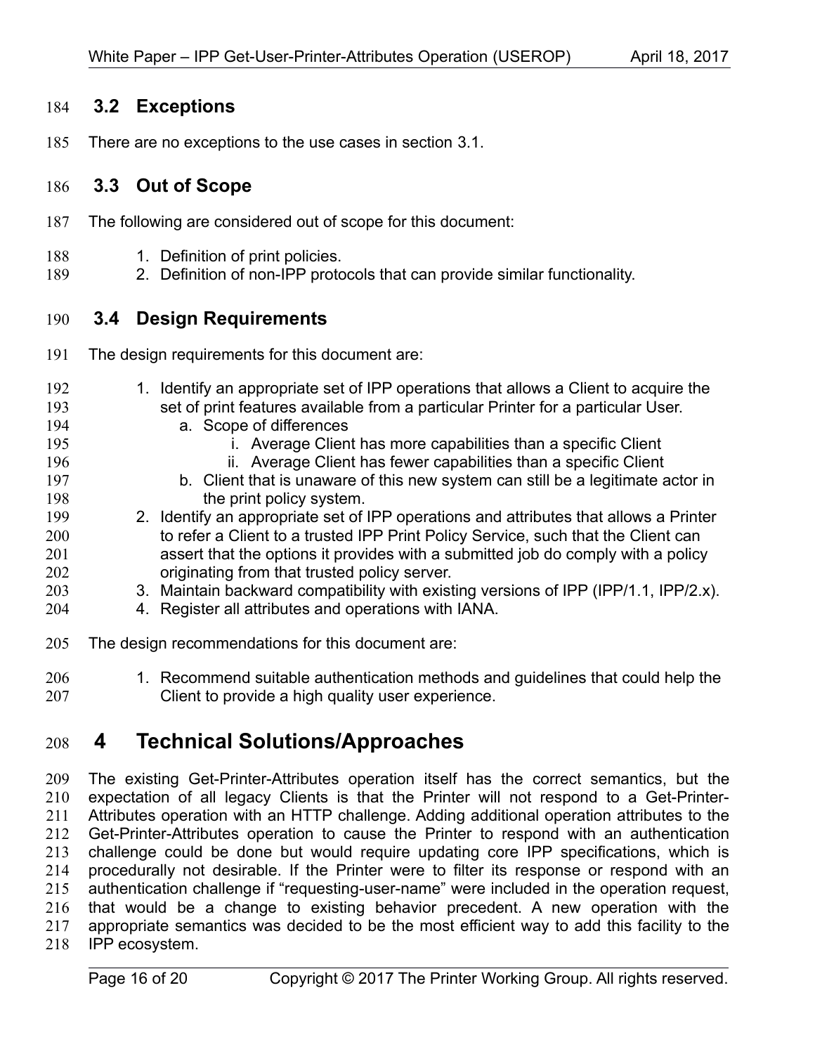## 3.2 Exceptions

There are no exceptions to the use cases in section 3.1.

## 3.3 Out of Scope

The following are considered out of scope for this document:

1. Definition of print policies.
2. Definition of non-IPP protocols that can provide similar functionality.

## 3.4 Design Requirements

The design requirements for this document are:

1. Identify an appropriate set of IPP operations that allows a Client to acquire the set of print features available from a particular Printer for a particular User.
    a. Scope of differences
        i. Average Client has more capabilities than a specific Client
        ii. Average Client has fewer capabilities than a specific Client
    b. Client that is unaware of this new system can still be a legitimate actor in the print policy system.
2. Identify an appropriate set of IPP operations and attributes that allows a Printer to refer a Client to a trusted IPP Print Policy Service, such that the Client can assert that the options it provides with a submitted job do comply with a policy originating from that trusted policy server.
3. Maintain backward compatibility with existing versions of IPP (IPP/1.1, IPP/2.x).
4. Register all attributes and operations with IANA.

The design recommendations for this document are:

1. Recommend suitable authentication methods and guidelines that could help the Client to provide a high quality user experience.

# 4 Technical Solutions/Approaches

The existing Get-Printer-Attributes operation itself has the correct semantics, but the expectation of all legacy Clients is that the Printer will not respond to a Get-Printer-Attributes operation with an HTTP challenge. Adding additional operation attributes to the Get-Printer-Attributes operation to cause the Printer to respond with an authentication challenge could be done but would require updating core IPP specifications, which is procedurally not desirable. If the Printer were to filter its response or respond with an authentication challenge if "requesting-user-name" were included in the operation request, that would be a change to existing behavior precedent. A new operation with the appropriate semantics was decided to be the most efficient way to add this facility to the IPP ecosystem.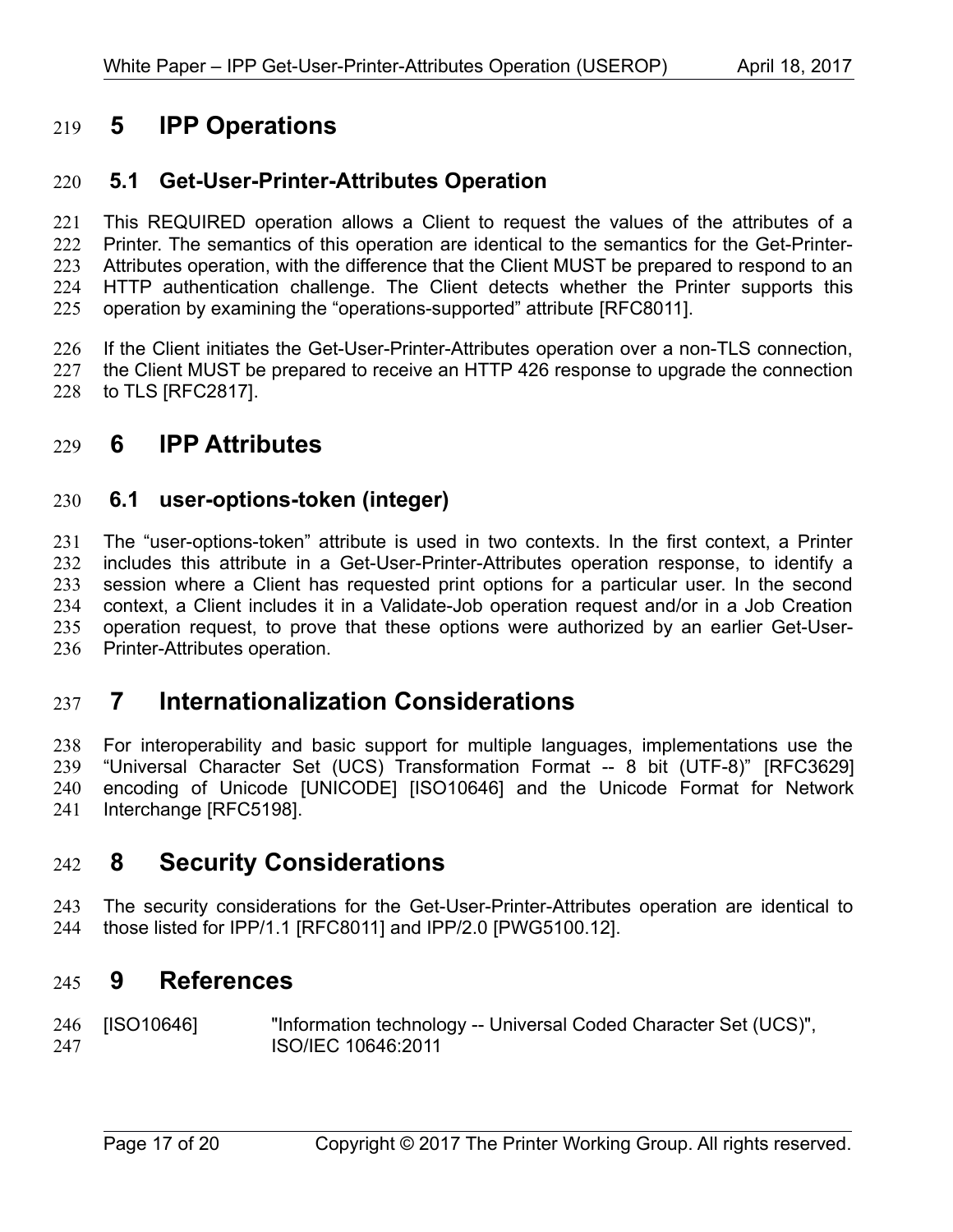# 5 IPP Operations

## 5.1 Get-User-Printer-Attributes Operation

This REQUIRED operation allows a Client to request the values of the attributes of a Printer. The semantics of this operation are identical to the semantics for the Get-Printer-Attributes operation, with the difference that the Client MUST be prepared to respond to an HTTP authentication challenge. The Client detects whether the Printer supports this operation by examining the “operations-supported” attribute [RFC8011].

If the Client initiates the Get-User-Printer-Attributes operation over a non-TLS connection, the Client MUST be prepared to receive an HTTP 426 response to upgrade the connection to TLS [RFC2817].

# 6 IPP Attributes

## 6.1 user-options-token (integer)

The “user-options-token” attribute is used in two contexts. In the first context, a Printer includes this attribute in a Get-User-Printer-Attributes operation response, to identify a session where a Client has requested print options for a particular user. In the second context, a Client includes it in a Validate-Job operation request and/or in a Job Creation operation request, to prove that these options were authorized by an earlier Get-User-Printer-Attributes operation.

# 7 Internationalization Considerations

For interoperability and basic support for multiple languages, implementations use the “Universal Character Set (UCS) Transformation Format -- 8 bit (UTF-8)” [RFC3629] encoding of Unicode [UNICODE] [ISO10646] and the Unicode Format for Network Interchange [RFC5198].

# 8 Security Considerations

The security considerations for the Get-User-Printer-Attributes operation are identical to those listed for IPP/1.1 [RFC8011] and IPP/2.0 [PWG5100.12].

# 9 References

[ISO10646] "Information technology -- Universal Coded Character Set (UCS)", ISO/IEC 10646:2011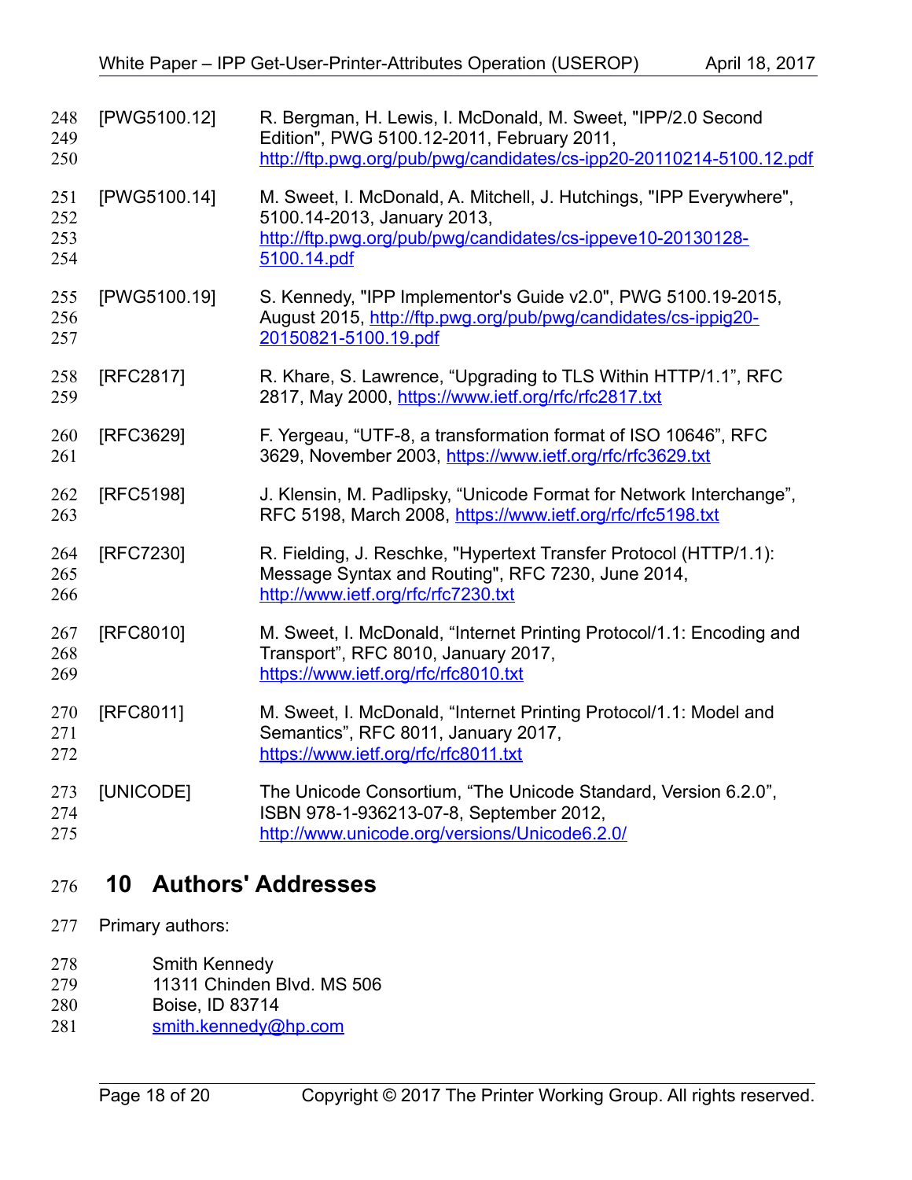[PWG5100.12] R. Bergman, H. Lewis, I. McDonald, M. Sweet, "IPP/2.0 Second Edition", PWG 5100.12-2011, February 2011, http://ftp.pwg.org/pub/pwg/candidates/cs-ipp20-20110214-5100.12.pdf

[PWG5100.14] M. Sweet, I. McDonald, A. Mitchell, J. Hutchings, "IPP Everywhere", 5100.14-2013, January 2013, http://ftp.pwg.org/pub/pwg/candidates/cs-ippeve10-20130128-5100.14.pdf

[PWG5100.19] S. Kennedy, "IPP Implementor's Guide v2.0", PWG 5100.19-2015, August 2015, http://ftp.pwg.org/pub/pwg/candidates/cs-ippig20-20150821-5100.19.pdf

[RFC2817] R. Khare, S. Lawrence, “Upgrading to TLS Within HTTP/1.1”, RFC 2817, May 2000, https://www.ietf.org/rfc/rfc2817.txt

[RFC3629] F. Yergeau, “UTF-8, a transformation format of ISO 10646”, RFC 3629, November 2003, https://www.ietf.org/rfc/rfc3629.txt

[RFC5198] J. Klensin, M. Padlipsky, “Unicode Format for Network Interchange”, RFC 5198, March 2008, https://www.ietf.org/rfc/rfc5198.txt

[RFC7230] R. Fielding, J. Reschke, "Hypertext Transfer Protocol (HTTP/1.1): Message Syntax and Routing", RFC 7230, June 2014, http://www.ietf.org/rfc/rfc7230.txt

[RFC8010] M. Sweet, I. McDonald, “Internet Printing Protocol/1.1: Encoding and Transport”, RFC 8010, January 2017, https://www.ietf.org/rfc/rfc8010.txt

[RFC8011] M. Sweet, I. McDonald, “Internet Printing Protocol/1.1: Model and Semantics”, RFC 8011, January 2017, https://www.ietf.org/rfc/rfc8011.txt

[UNICODE] The Unicode Consortium, “The Unicode Standard, Version 6.2.0”, ISBN 978-1-936213-07-8, September 2012, http://www.unicode.org/versions/Unicode6.2.0/

# 10 Authors' Addresses

Primary authors:

Smith Kennedy
11311 Chinden Blvd. MS 506
Boise, ID 83714
smith.kennedy@hp.com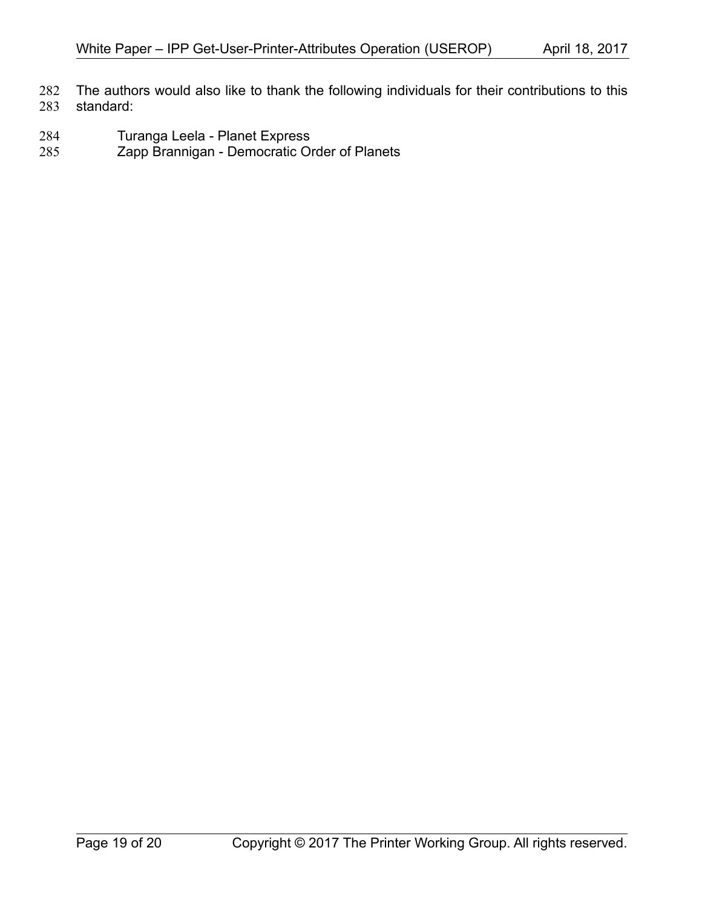The authors would also like to thank the following individuals for their contributions to this standard:

Turanga Leela - Planet Express
Zapp Brannigan - Democratic Order of Planets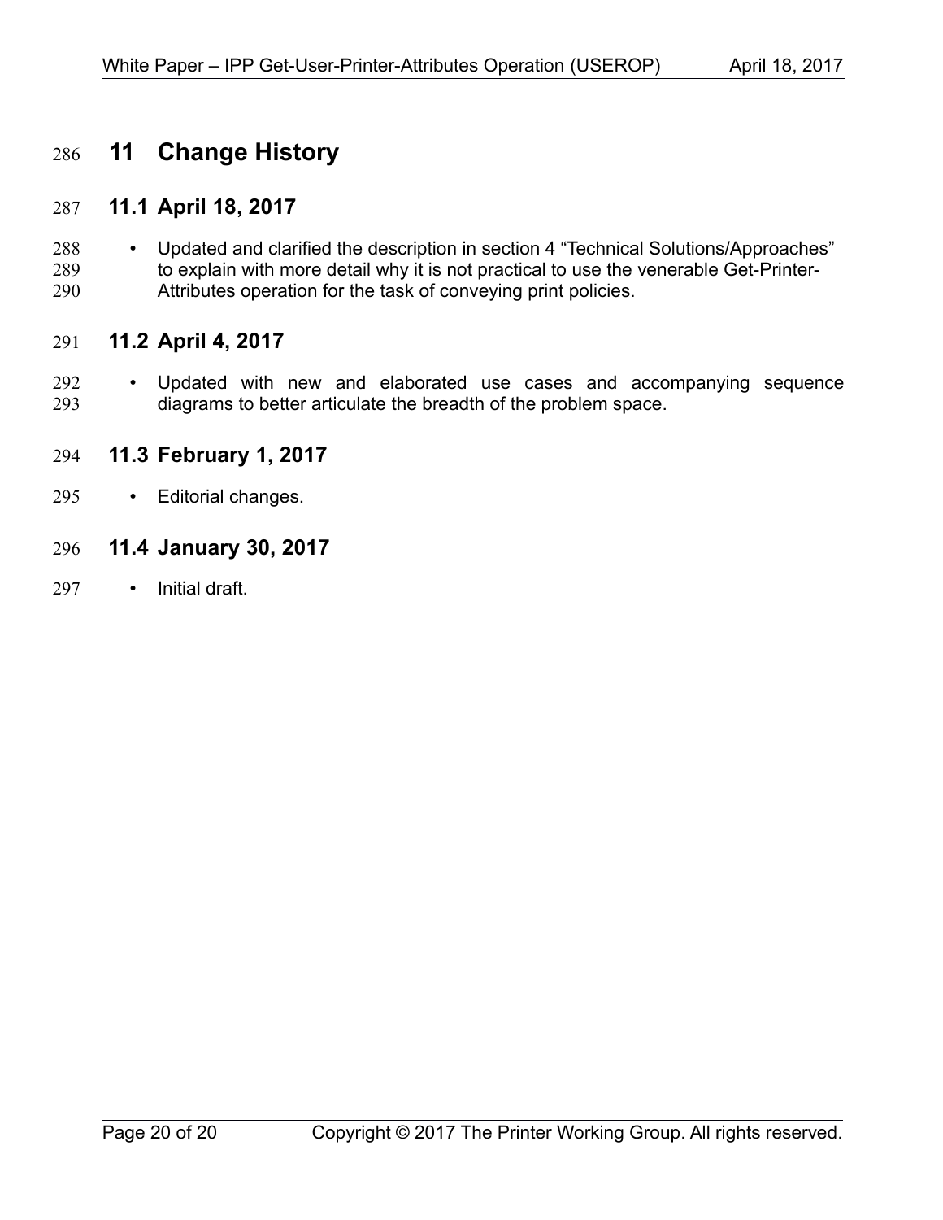# 11 Change History

## 11.1 April 18, 2017

- Updated and clarified the description in section 4 "Technical Solutions/Approaches" to explain with more detail why it is not practical to use the venerable Get-Printer-Attributes operation for the task of conveying print policies.

## 11.2 April 4, 2017

- Updated with new and elaborated use cases and accompanying sequence diagrams to better articulate the breadth of the problem space.

## 11.3 February 1, 2017

- Editorial changes.

## 11.4 January 30, 2017

- Initial draft.